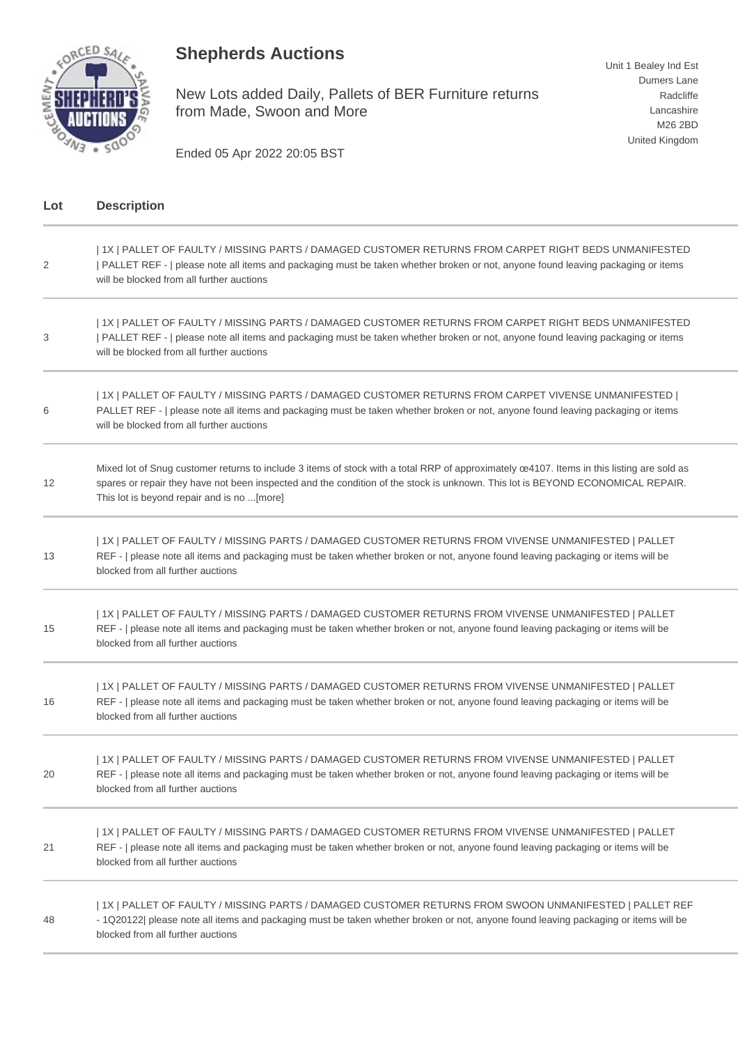# Shepherds Auctions

New Lots added Daily, Pallets of BER Furniture returns from Made, Swoon and More

Ended 05 Apr 2022 20:05 BST

Unit 1 Bealey Ind Est
Dumers Lane
Radcliffe
Lancashire
M26 2BD
United Kingdom

| Lot | Description |
|---|---|
| 2 | \| 1X \| PALLET OF FAULTY / MISSING PARTS / DAMAGED CUSTOMER RETURNS FROM CARPET RIGHT BEDS UNMANIFESTED \| PALLET REF - \| please note all items and packaging must be taken whether broken or not, anyone found leaving packaging or items will be blocked from all further auctions |
| 3 | \| 1X \| PALLET OF FAULTY / MISSING PARTS / DAMAGED CUSTOMER RETURNS FROM CARPET RIGHT BEDS UNMANIFESTED \| PALLET REF - \| please note all items and packaging must be taken whether broken or not, anyone found leaving packaging or items will be blocked from all further auctions |
| 6 | \| 1X \| PALLET OF FAULTY / MISSING PARTS / DAMAGED CUSTOMER RETURNS FROM CARPET VIVENSE UNMANIFESTED \| PALLET REF - \| please note all items and packaging must be taken whether broken or not, anyone found leaving packaging or items will be blocked from all further auctions |
| 12 | Mixed lot of Snug customer returns to include 3 items of stock with a total RRP of approximately œ4107. Items in this listing are sold as spares or repair they have not been inspected and the condition of the stock is unknown. This lot is BEYOND ECONOMICAL REPAIR. This lot is beyond repair and is no ...[more] |
| 13 | \| 1X \| PALLET OF FAULTY / MISSING PARTS / DAMAGED CUSTOMER RETURNS FROM VIVENSE UNMANIFESTED \| PALLET REF - \| please note all items and packaging must be taken whether broken or not, anyone found leaving packaging or items will be blocked from all further auctions |
| 15 | \| 1X \| PALLET OF FAULTY / MISSING PARTS / DAMAGED CUSTOMER RETURNS FROM VIVENSE UNMANIFESTED \| PALLET REF - \| please note all items and packaging must be taken whether broken or not, anyone found leaving packaging or items will be blocked from all further auctions |
| 16 | \| 1X \| PALLET OF FAULTY / MISSING PARTS / DAMAGED CUSTOMER RETURNS FROM VIVENSE UNMANIFESTED \| PALLET REF - \| please note all items and packaging must be taken whether broken or not, anyone found leaving packaging or items will be blocked from all further auctions |
| 20 | \| 1X \| PALLET OF FAULTY / MISSING PARTS / DAMAGED CUSTOMER RETURNS FROM VIVENSE UNMANIFESTED \| PALLET REF - \| please note all items and packaging must be taken whether broken or not, anyone found leaving packaging or items will be blocked from all further auctions |
| 21 | \| 1X \| PALLET OF FAULTY / MISSING PARTS / DAMAGED CUSTOMER RETURNS FROM VIVENSE UNMANIFESTED \| PALLET REF - \| please note all items and packaging must be taken whether broken or not, anyone found leaving packaging or items will be blocked from all further auctions |
| 48 | \| 1X \| PALLET OF FAULTY / MISSING PARTS / DAMAGED CUSTOMER RETURNS FROM SWOON UNMANIFESTED \| PALLET REF - 1Q20122\| please note all items and packaging must be taken whether broken or not, anyone found leaving packaging or items will be blocked from all further auctions |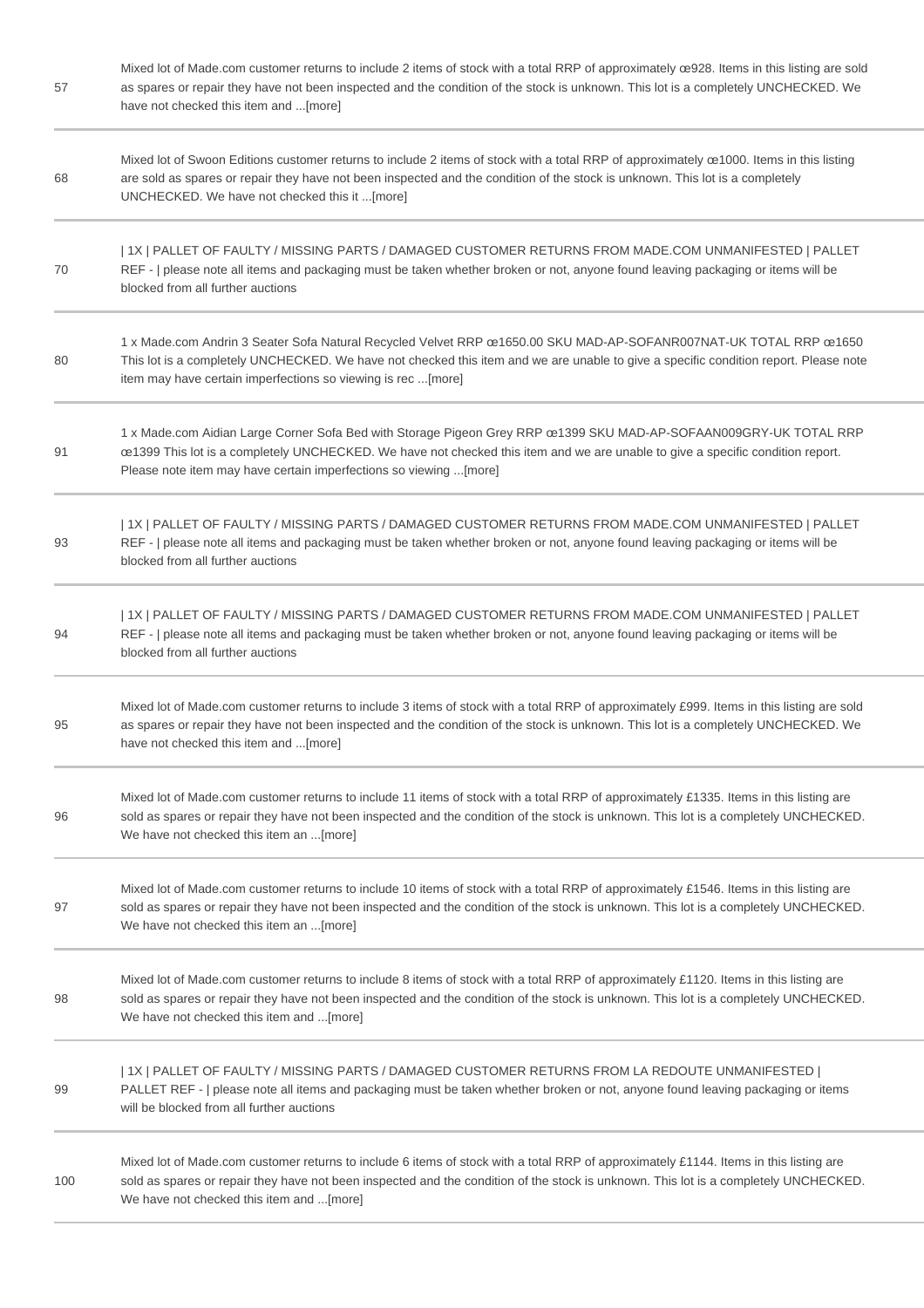| | |
|---|---|
| 57 | Mixed lot of Made.com customer returns to include 2 items of stock with a total RRP of approximately œ928. Items in this listing are sold as spares or repair they have not been inspected and the condition of the stock is unknown. This lot is a completely UNCHECKED. We have not checked this item and ...[more] |
| 68 | Mixed lot of Swoon Editions customer returns to include 2 items of stock with a total RRP of approximately œ1000. Items in this listing are sold as spares or repair they have not been inspected and the condition of the stock is unknown. This lot is a completely UNCHECKED. We have not checked this it ...[more] |
| 70 | \| 1X \| PALLET OF FAULTY / MISSING PARTS / DAMAGED CUSTOMER RETURNS FROM MADE.COM UNMANIFESTED \| PALLET REF - \| please note all items and packaging must be taken whether broken or not, anyone found leaving packaging or items will be blocked from all further auctions |
| 80 | 1 x Made.com Andrin 3 Seater Sofa Natural Recycled Velvet RRP œ1650.00 SKU MAD-AP-SOFANR007NAT-UK TOTAL RRP œ1650 This lot is a completely UNCHECKED. We have not checked this item and we are unable to give a specific condition report. Please note item may have certain imperfections so viewing is rec ...[more] |
| 91 | 1 x Made.com Aidian Large Corner Sofa Bed with Storage Pigeon Grey RRP œ1399 SKU MAD-AP-SOFAAN009GRY-UK TOTAL RRP œ1399 This lot is a completely UNCHECKED. We have not checked this item and we are unable to give a specific condition report. Please note item may have certain imperfections so viewing ...[more] |
| 93 | \| 1X \| PALLET OF FAULTY / MISSING PARTS / DAMAGED CUSTOMER RETURNS FROM MADE.COM UNMANIFESTED \| PALLET REF - \| please note all items and packaging must be taken whether broken or not, anyone found leaving packaging or items will be blocked from all further auctions |
| 94 | \| 1X \| PALLET OF FAULTY / MISSING PARTS / DAMAGED CUSTOMER RETURNS FROM MADE.COM UNMANIFESTED \| PALLET REF - \| please note all items and packaging must be taken whether broken or not, anyone found leaving packaging or items will be blocked from all further auctions |
| 95 | Mixed lot of Made.com customer returns to include 3 items of stock with a total RRP of approximately £999. Items in this listing are sold as spares or repair they have not been inspected and the condition of the stock is unknown. This lot is a completely UNCHECKED. We have not checked this item and ...[more] |
| 96 | Mixed lot of Made.com customer returns to include 11 items of stock with a total RRP of approximately £1335. Items in this listing are sold as spares or repair they have not been inspected and the condition of the stock is unknown. This lot is a completely UNCHECKED. We have not checked this item an ...[more] |
| 97 | Mixed lot of Made.com customer returns to include 10 items of stock with a total RRP of approximately £1546. Items in this listing are sold as spares or repair they have not been inspected and the condition of the stock is unknown. This lot is a completely UNCHECKED. We have not checked this item an ...[more] |
| 98 | Mixed lot of Made.com customer returns to include 8 items of stock with a total RRP of approximately £1120. Items in this listing are sold as spares or repair they have not been inspected and the condition of the stock is unknown. This lot is a completely UNCHECKED. We have not checked this item and ...[more] |
| 99 | \| 1X \| PALLET OF FAULTY / MISSING PARTS / DAMAGED CUSTOMER RETURNS FROM LA REDOUTE UNMANIFESTED \| PALLET REF - \| please note all items and packaging must be taken whether broken or not, anyone found leaving packaging or items will be blocked from all further auctions |
| 100 | Mixed lot of Made.com customer returns to include 6 items of stock with a total RRP of approximately £1144. Items in this listing are sold as spares or repair they have not been inspected and the condition of the stock is unknown. This lot is a completely UNCHECKED. We have not checked this item and ...[more] |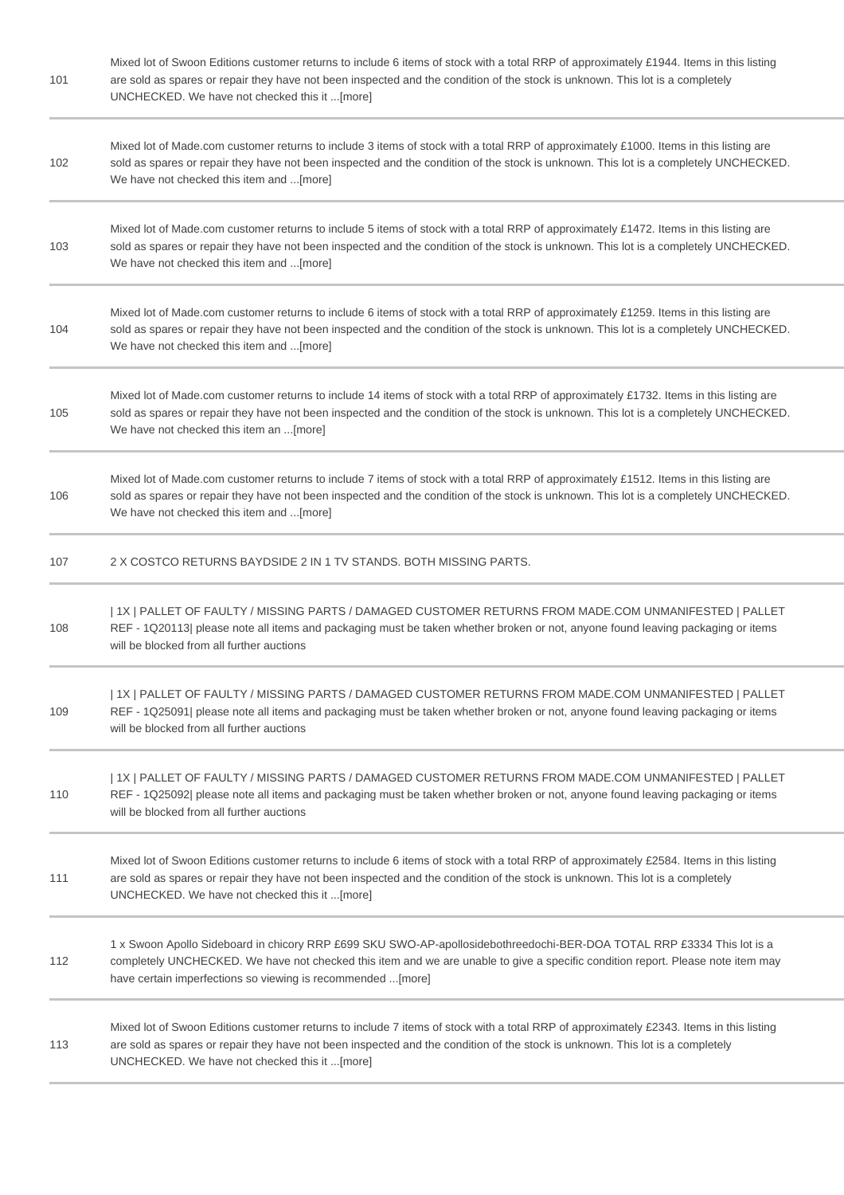| | |
|---|---|
| 101 | Mixed lot of Swoon Editions customer returns to include 6 items of stock with a total RRP of approximately £1944. Items in this listing are sold as spares or repair they have not been inspected and the condition of the stock is unknown. This lot is a completely UNCHECKED. We have not checked this it ...[more] |
| 102 | Mixed lot of Made.com customer returns to include 3 items of stock with a total RRP of approximately £1000. Items in this listing are sold as spares or repair they have not been inspected and the condition of the stock is unknown. This lot is a completely UNCHECKED. We have not checked this item and ...[more] |
| 103 | Mixed lot of Made.com customer returns to include 5 items of stock with a total RRP of approximately £1472. Items in this listing are sold as spares or repair they have not been inspected and the condition of the stock is unknown. This lot is a completely UNCHECKED. We have not checked this item and ...[more] |
| 104 | Mixed lot of Made.com customer returns to include 6 items of stock with a total RRP of approximately £1259. Items in this listing are sold as spares or repair they have not been inspected and the condition of the stock is unknown. This lot is a completely UNCHECKED. We have not checked this item and ...[more] |
| 105 | Mixed lot of Made.com customer returns to include 14 items of stock with a total RRP of approximately £1732. Items in this listing are sold as spares or repair they have not been inspected and the condition of the stock is unknown. This lot is a completely UNCHECKED. We have not checked this item an ...[more] |
| 106 | Mixed lot of Made.com customer returns to include 7 items of stock with a total RRP of approximately £1512. Items in this listing are sold as spares or repair they have not been inspected and the condition of the stock is unknown. This lot is a completely UNCHECKED. We have not checked this item and ...[more] |
| 107 | 2 X COSTCO RETURNS BAYDSIDE 2 IN 1 TV STANDS. BOTH MISSING PARTS. |
| 108 | \| 1X \| PALLET OF FAULTY / MISSING PARTS / DAMAGED CUSTOMER RETURNS FROM MADE.COM UNMANIFESTED \| PALLET REF - 1Q20113\| please note all items and packaging must be taken whether broken or not, anyone found leaving packaging or items will be blocked from all further auctions |
| 109 | \| 1X \| PALLET OF FAULTY / MISSING PARTS / DAMAGED CUSTOMER RETURNS FROM MADE.COM UNMANIFESTED \| PALLET REF - 1Q25091\| please note all items and packaging must be taken whether broken or not, anyone found leaving packaging or items will be blocked from all further auctions |
| 110 | \| 1X \| PALLET OF FAULTY / MISSING PARTS / DAMAGED CUSTOMER RETURNS FROM MADE.COM UNMANIFESTED \| PALLET REF - 1Q25092\| please note all items and packaging must be taken whether broken or not, anyone found leaving packaging or items will be blocked from all further auctions |
| 111 | Mixed lot of Swoon Editions customer returns to include 6 items of stock with a total RRP of approximately £2584. Items in this listing are sold as spares or repair they have not been inspected and the condition of the stock is unknown. This lot is a completely UNCHECKED. We have not checked this it ...[more] |
| 112 | 1 x Swoon Apollo Sideboard in chicory RRP £699 SKU SWO-AP-apollosidebothreedochi-BER-DOA TOTAL RRP £3334 This lot is a completely UNCHECKED. We have not checked this item and we are unable to give a specific condition report. Please note item may have certain imperfections so viewing is recommended ...[more] |
| 113 | Mixed lot of Swoon Editions customer returns to include 7 items of stock with a total RRP of approximately £2343. Items in this listing are sold as spares or repair they have not been inspected and the condition of the stock is unknown. This lot is a completely UNCHECKED. We have not checked this it ...[more] |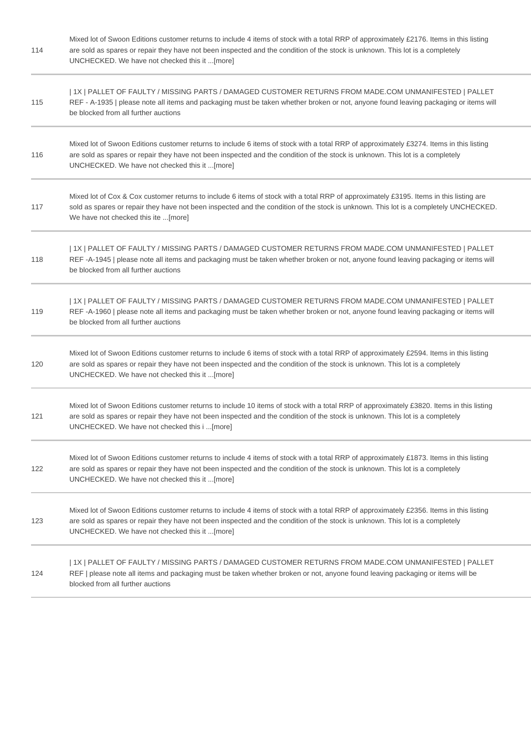| | |
|---|---|
| 114 | Mixed lot of Swoon Editions customer returns to include 4 items of stock with a total RRP of approximately £2176. Items in this listing are sold as spares or repair they have not been inspected and the condition of the stock is unknown. This lot is a completely UNCHECKED. We have not checked this it ...[more] |
| 115 | \| 1X \| PALLET OF FAULTY / MISSING PARTS / DAMAGED CUSTOMER RETURNS FROM MADE.COM UNMANIFESTED \| PALLET REF - A-1935 \| please note all items and packaging must be taken whether broken or not, anyone found leaving packaging or items will be blocked from all further auctions |
| 116 | Mixed lot of Swoon Editions customer returns to include 6 items of stock with a total RRP of approximately £3274. Items in this listing are sold as spares or repair they have not been inspected and the condition of the stock is unknown. This lot is a completely UNCHECKED. We have not checked this it ...[more] |
| 117 | Mixed lot of Cox & Cox customer returns to include 6 items of stock with a total RRP of approximately £3195. Items in this listing are sold as spares or repair they have not been inspected and the condition of the stock is unknown. This lot is a completely UNCHECKED. We have not checked this ite ...[more] |
| 118 | \| 1X \| PALLET OF FAULTY / MISSING PARTS / DAMAGED CUSTOMER RETURNS FROM MADE.COM UNMANIFESTED \| PALLET REF -A-1945 \| please note all items and packaging must be taken whether broken or not, anyone found leaving packaging or items will be blocked from all further auctions |
| 119 | \| 1X \| PALLET OF FAULTY / MISSING PARTS / DAMAGED CUSTOMER RETURNS FROM MADE.COM UNMANIFESTED \| PALLET REF -A-1960 \| please note all items and packaging must be taken whether broken or not, anyone found leaving packaging or items will be blocked from all further auctions |
| 120 | Mixed lot of Swoon Editions customer returns to include 6 items of stock with a total RRP of approximately £2594. Items in this listing are sold as spares or repair they have not been inspected and the condition of the stock is unknown. This lot is a completely UNCHECKED. We have not checked this it ...[more] |
| 121 | Mixed lot of Swoon Editions customer returns to include 10 items of stock with a total RRP of approximately £3820. Items in this listing are sold as spares or repair they have not been inspected and the condition of the stock is unknown. This lot is a completely UNCHECKED. We have not checked this i ...[more] |
| 122 | Mixed lot of Swoon Editions customer returns to include 4 items of stock with a total RRP of approximately £1873. Items in this listing are sold as spares or repair they have not been inspected and the condition of the stock is unknown. This lot is a completely UNCHECKED. We have not checked this it ...[more] |
| 123 | Mixed lot of Swoon Editions customer returns to include 4 items of stock with a total RRP of approximately £2356. Items in this listing are sold as spares or repair they have not been inspected and the condition of the stock is unknown. This lot is a completely UNCHECKED. We have not checked this it ...[more] |
| 124 | \| 1X \| PALLET OF FAULTY / MISSING PARTS / DAMAGED CUSTOMER RETURNS FROM MADE.COM UNMANIFESTED \| PALLET REF \| please note all items and packaging must be taken whether broken or not, anyone found leaving packaging or items will be blocked from all further auctions |